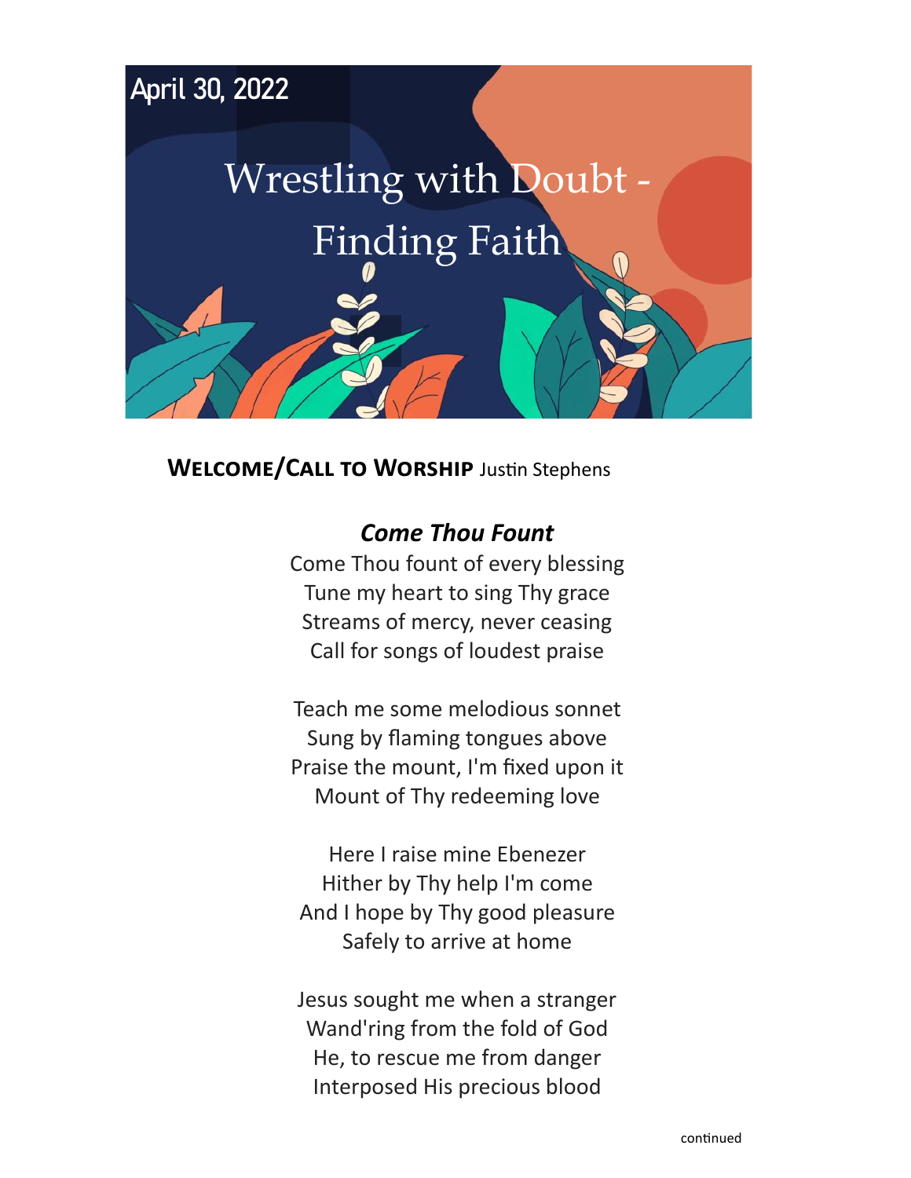April 30, 2022

# Wrestling with Doubt - Finding Faith

**Welcome/Call to Worship** Justin Stephens

### *Come Thou Fount*

Come Thou fount of every blessing
Tune my heart to sing Thy grace
Streams of mercy, never ceasing
Call for songs of loudest praise

Teach me some melodious sonnet
Sung by flaming tongues above
Praise the mount, I'm fixed upon it
Mount of Thy redeeming love

Here I raise mine Ebenezer
Hither by Thy help I'm come
And I hope by Thy good pleasure
Safely to arrive at home

Jesus sought me when a stranger
Wand'ring from the fold of God
He, to rescue me from danger
Interposed His precious blood

continued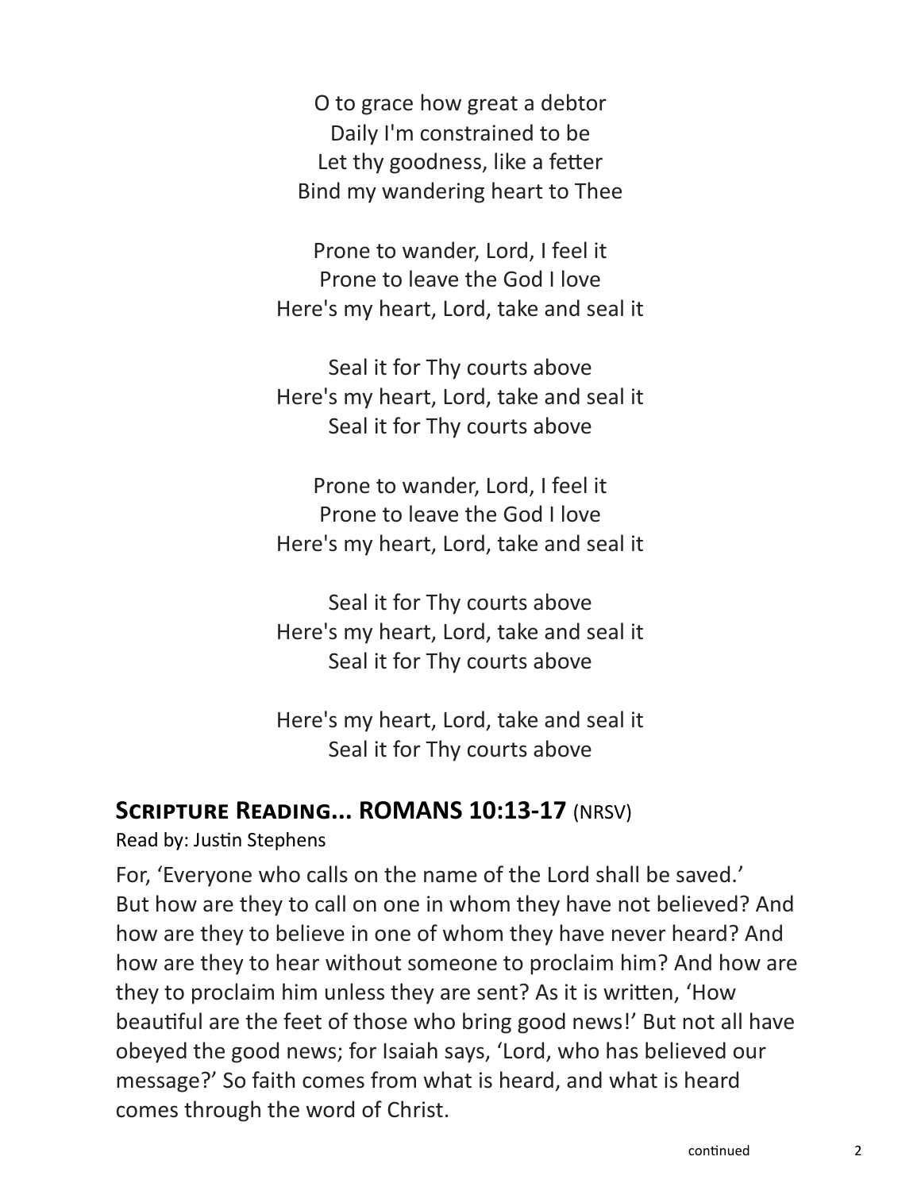O to grace how great a debtor
Daily I'm constrained to be
Let thy goodness, like a fetter
Bind my wandering heart to Thee

Prone to wander, Lord, I feel it
Prone to leave the God I love
Here's my heart, Lord, take and seal it

Seal it for Thy courts above
Here's my heart, Lord, take and seal it
Seal it for Thy courts above

Prone to wander, Lord, I feel it
Prone to leave the God I love
Here's my heart, Lord, take and seal it

Seal it for Thy courts above
Here's my heart, Lord, take and seal it
Seal it for Thy courts above

Here's my heart, Lord, take and seal it
Seal it for Thy courts above

## Scripture Reading... ROMANS 10:13-17 (NRSV)

Read by: Justin Stephens

For, 'Everyone who calls on the name of the Lord shall be saved.' But how are they to call on one in whom they have not believed? And how are they to believe in one of whom they have never heard? And how are they to hear without someone to proclaim him? And how are they to proclaim him unless they are sent? As it is written, 'How beautiful are the feet of those who bring good news!' But not all have obeyed the good news; for Isaiah says, 'Lord, who has believed our message?' So faith comes from what is heard, and what is heard comes through the word of Christ.

continued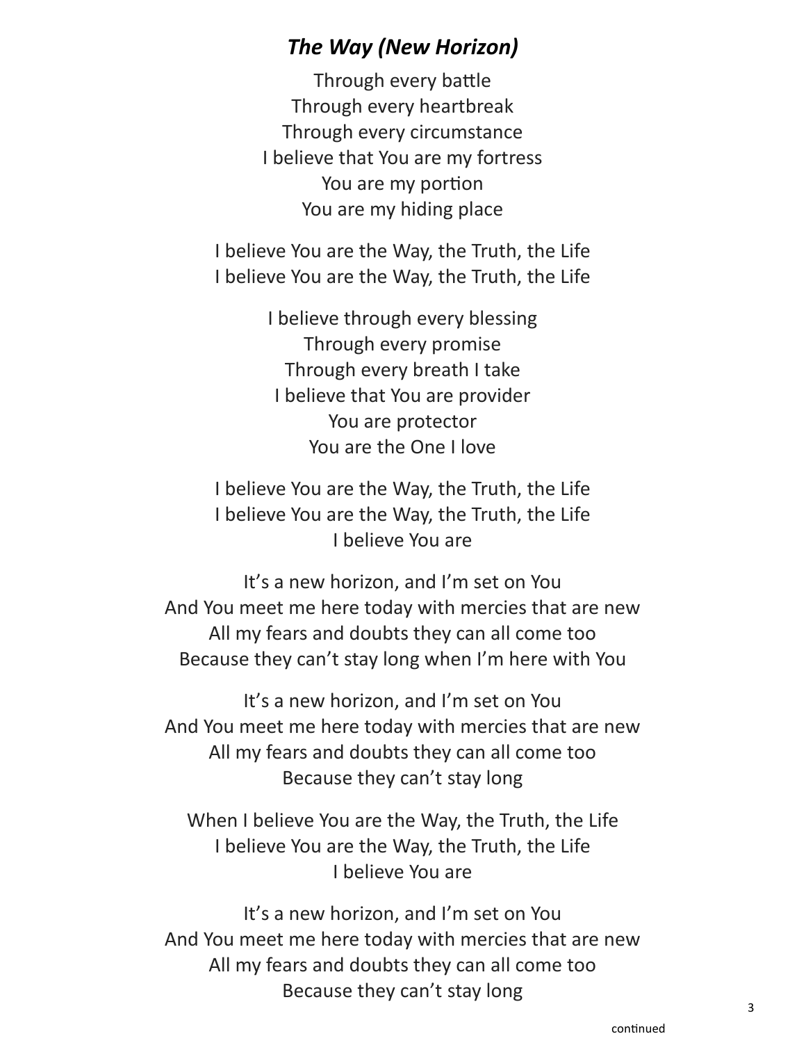## *The Way (New Horizon)*

Through every battle
Through every heartbreak
Through every circumstance
I believe that You are my fortress
You are my portion
You are my hiding place

I believe You are the Way, the Truth, the Life
I believe You are the Way, the Truth, the Life

I believe through every blessing
Through every promise
Through every breath I take
I believe that You are provider
You are protector
You are the One I love

I believe You are the Way, the Truth, the Life
I believe You are the Way, the Truth, the Life
I believe You are

It's a new horizon, and I'm set on You
And You meet me here today with mercies that are new
All my fears and doubts they can all come too
Because they can't stay long when I'm here with You

It's a new horizon, and I'm set on You
And You meet me here today with mercies that are new
All my fears and doubts they can all come too
Because they can't stay long

When I believe You are the Way, the Truth, the Life
I believe You are the Way, the Truth, the Life
I believe You are

It's a new horizon, and I'm set on You
And You meet me here today with mercies that are new
All my fears and doubts they can all come too
Because they can't stay long

continued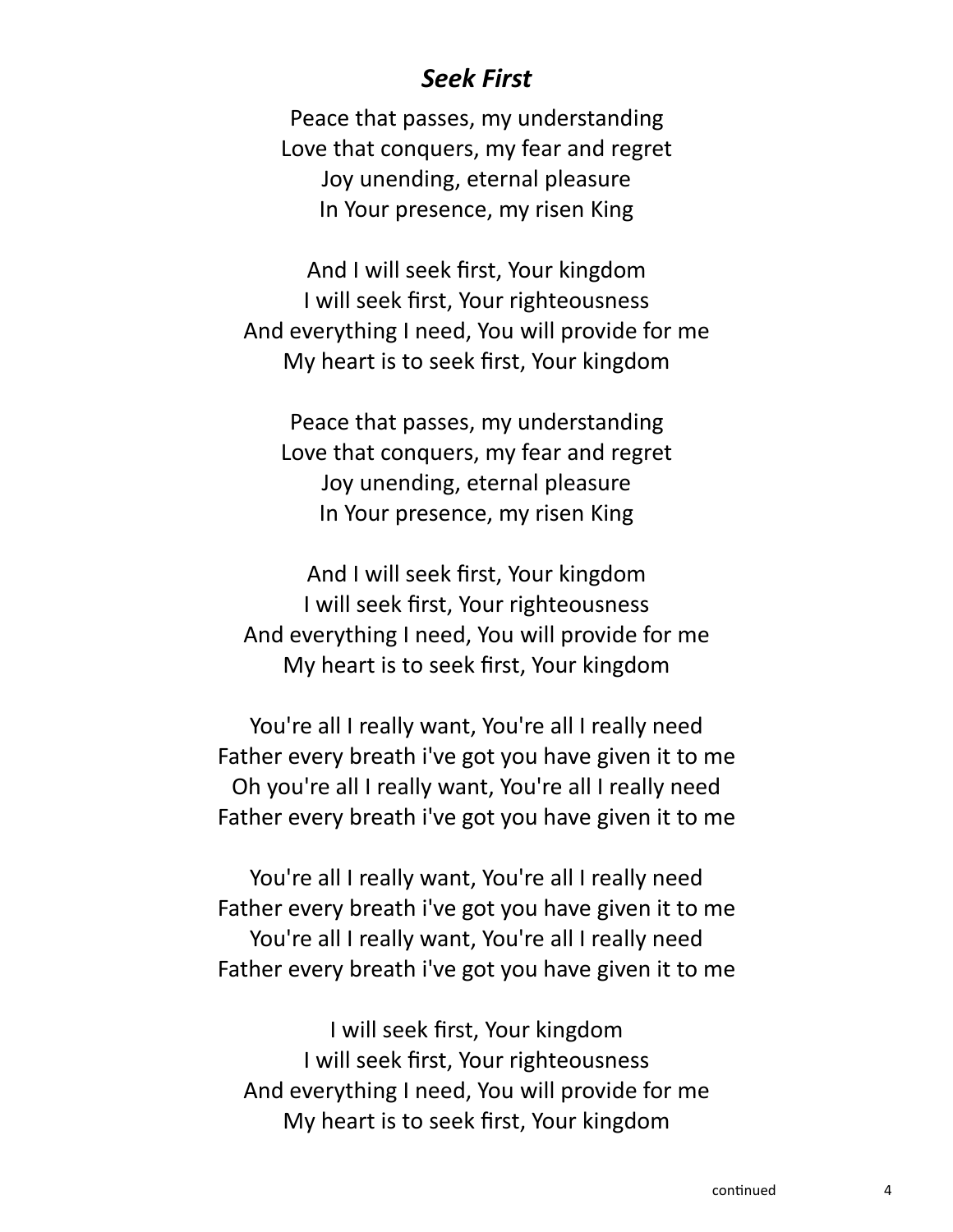### *Seek First*

Peace that passes, my understanding
Love that conquers, my fear and regret
Joy unending, eternal pleasure
In Your presence, my risen King

And I will seek first, Your kingdom
I will seek first, Your righteousness
And everything I need, You will provide for me
My heart is to seek first, Your kingdom

Peace that passes, my understanding
Love that conquers, my fear and regret
Joy unending, eternal pleasure
In Your presence, my risen King

And I will seek first, Your kingdom
I will seek first, Your righteousness
And everything I need, You will provide for me
My heart is to seek first, Your kingdom

You're all I really want, You're all I really need
Father every breath i've got you have given it to me
Oh you're all I really want, You're all I really need
Father every breath i've got you have given it to me

You're all I really want, You're all I really need
Father every breath i've got you have given it to me
You're all I really want, You're all I really need
Father every breath i've got you have given it to me

I will seek first, Your kingdom
I will seek first, Your righteousness
And everything I need, You will provide for me
My heart is to seek first, Your kingdom

continued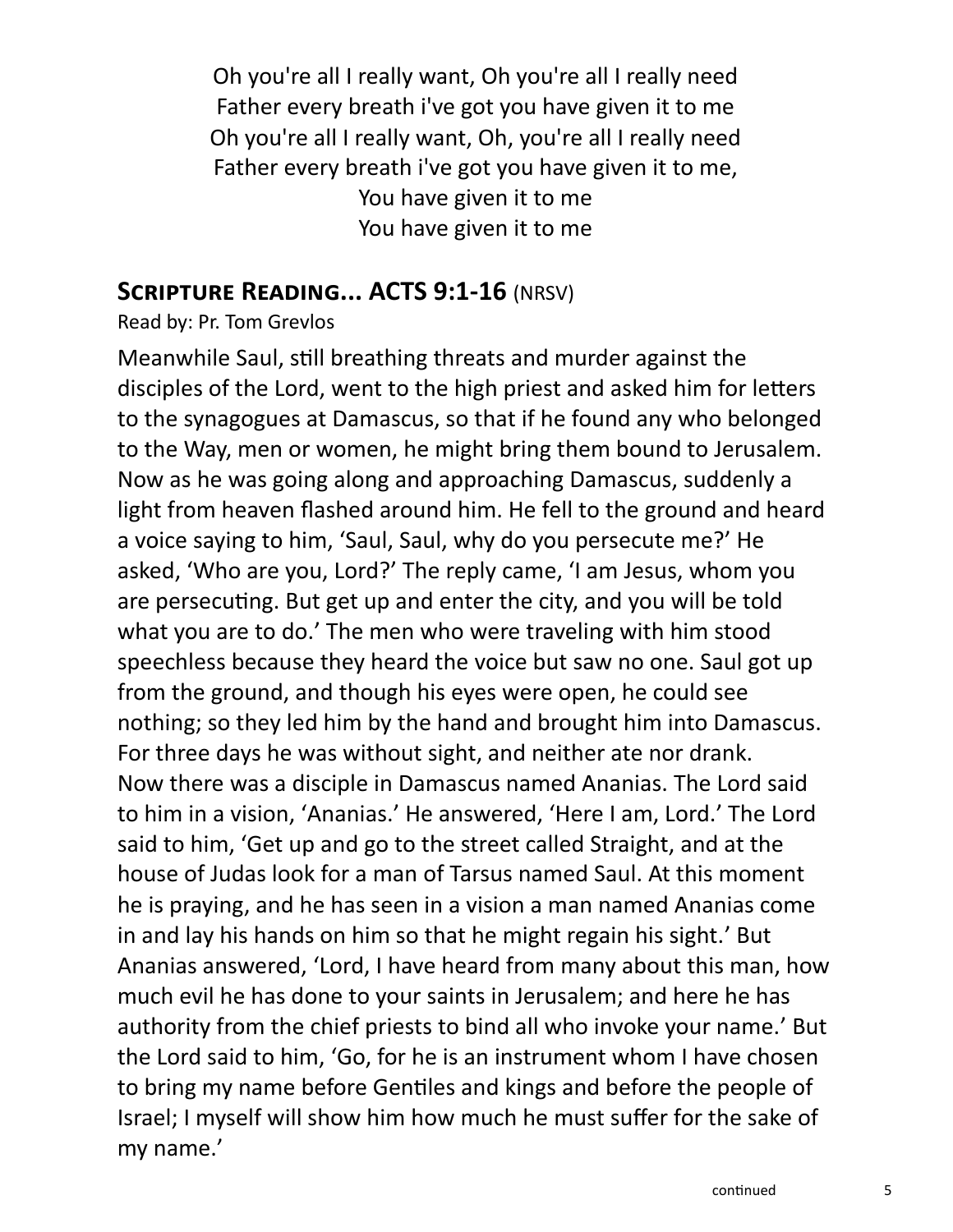Oh you're all I really want, Oh you're all I really need
Father every breath i've got you have given it to me
Oh you're all I really want, Oh, you're all I really need
Father every breath i've got you have given it to me,
You have given it to me
You have given it to me

## **Scripture Reading... ACTS 9:1-16** (NRSV)

Read by: Pr. Tom Grevlos

Meanwhile Saul, still breathing threats and murder against the disciples of the Lord, went to the high priest and asked him for letters to the synagogues at Damascus, so that if he found any who belonged to the Way, men or women, he might bring them bound to Jerusalem. Now as he was going along and approaching Damascus, suddenly a light from heaven flashed around him. He fell to the ground and heard a voice saying to him, 'Saul, Saul, why do you persecute me?' He asked, 'Who are you, Lord?' The reply came, 'I am Jesus, whom you are persecuting. But get up and enter the city, and you will be told what you are to do.' The men who were traveling with him stood speechless because they heard the voice but saw no one. Saul got up from the ground, and though his eyes were open, he could see nothing; so they led him by the hand and brought him into Damascus. For three days he was without sight, and neither ate nor drank.
Now there was a disciple in Damascus named Ananias. The Lord said to him in a vision, 'Ananias.' He answered, 'Here I am, Lord.' The Lord said to him, 'Get up and go to the street called Straight, and at the house of Judas look for a man of Tarsus named Saul. At this moment he is praying, and he has seen in a vision a man named Ananias come in and lay his hands on him so that he might regain his sight.' But Ananias answered, 'Lord, I have heard from many about this man, how much evil he has done to your saints in Jerusalem; and here he has authority from the chief priests to bind all who invoke your name.' But the Lord said to him, 'Go, for he is an instrument whom I have chosen to bring my name before Gentiles and kings and before the people of Israel; I myself will show him how much he must suffer for the sake of my name.'

continued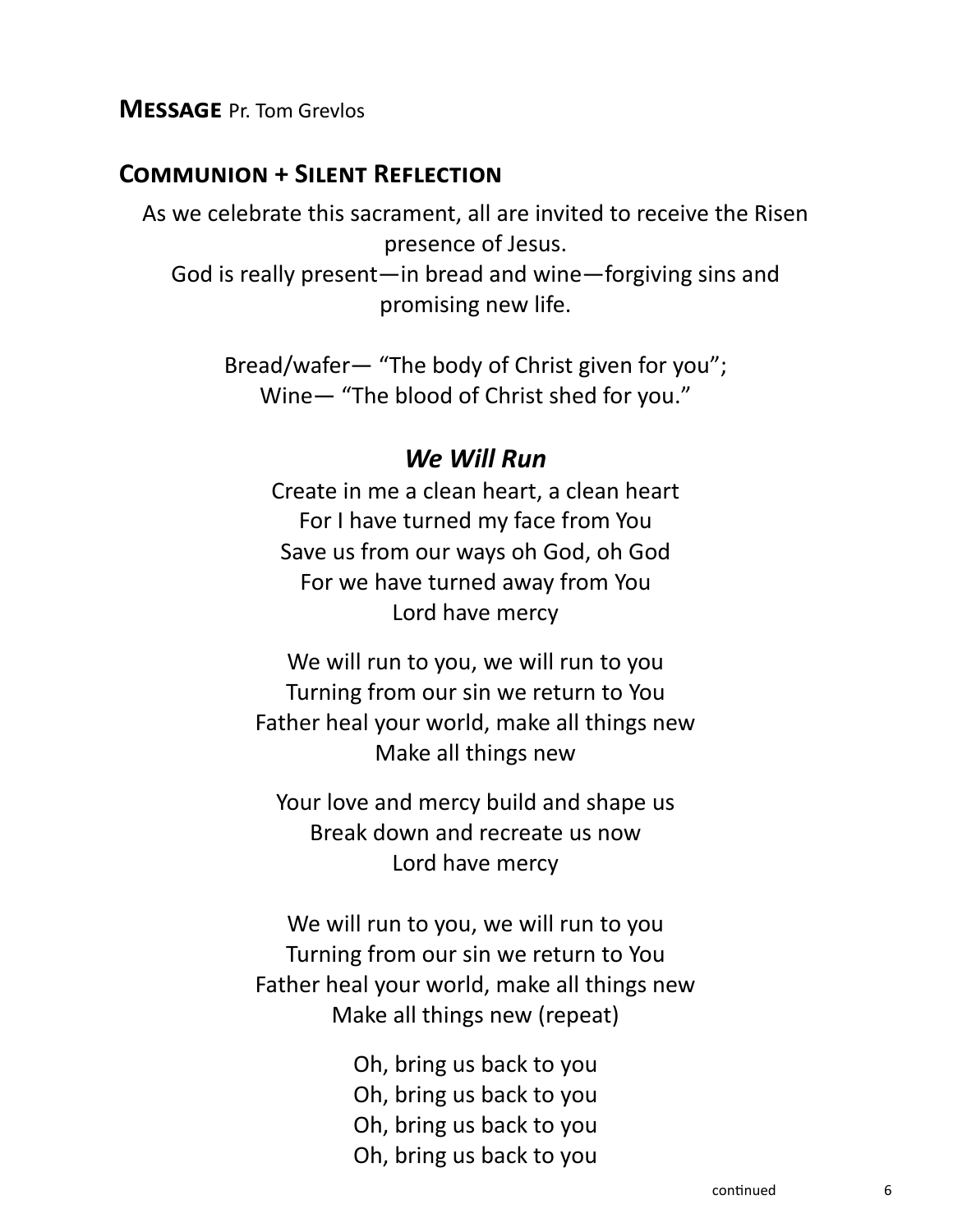## Message Pr. Tom Grevlos

## Communion + Silent Reflection

As we celebrate this sacrament, all are invited to receive the Risen presence of Jesus.
God is really present—in bread and wine—forgiving sins and promising new life.

Bread/wafer— "The body of Christ given for you";
Wine— "The blood of Christ shed for you."

### *We Will Run*

Create in me a clean heart, a clean heart
For I have turned my face from You
Save us from our ways oh God, oh God
For we have turned away from You
Lord have mercy

We will run to you, we will run to you
Turning from our sin we return to You
Father heal your world, make all things new
Make all things new

Your love and mercy build and shape us
Break down and recreate us now
Lord have mercy

We will run to you, we will run to you
Turning from our sin we return to You
Father heal your world, make all things new
Make all things new (repeat)

Oh, bring us back to you
Oh, bring us back to you
Oh, bring us back to you
Oh, bring us back to you

continued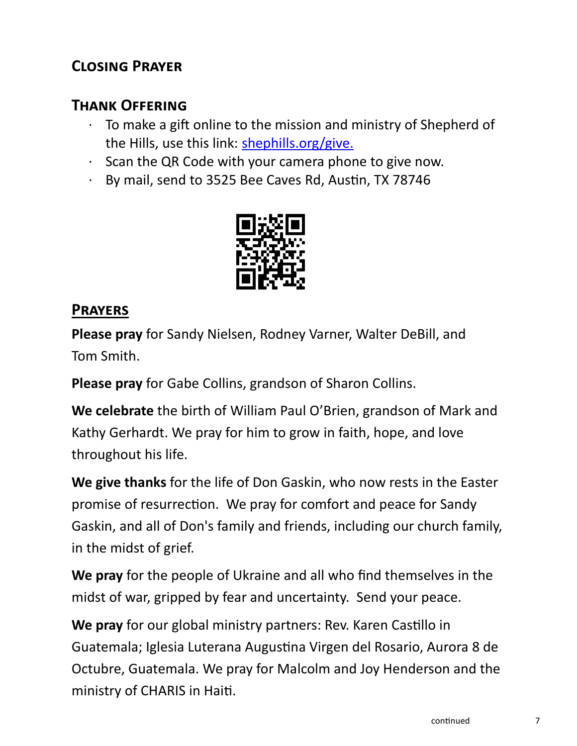## Closing Prayer

## Thank Offering

- To make a gift online to the mission and ministry of Shepherd of the Hills, use this link: [shephills.org/give.](https://shephills.org/give)
- Scan the QR Code with your camera phone to give now.
- By mail, send to 3525 Bee Caves Rd, Austin, TX 78746

## Prayers

**Please pray** for Sandy Nielsen, Rodney Varner, Walter DeBill, and Tom Smith.

**Please pray** for Gabe Collins, grandson of Sharon Collins.

**We celebrate** the birth of William Paul O'Brien, grandson of Mark and Kathy Gerhardt. We pray for him to grow in faith, hope, and love throughout his life.

**We give thanks** for the life of Don Gaskin, who now rests in the Easter promise of resurrection. We pray for comfort and peace for Sandy Gaskin, and all of Don's family and friends, including our church family, in the midst of grief.

**We pray** for the people of Ukraine and all who find themselves in the midst of war, gripped by fear and uncertainty. Send your peace.

**We pray** for our global ministry partners: Rev. Karen Castillo in Guatemala; Iglesia Luterana Augustina Virgen del Rosario, Aurora 8 de Octubre, Guatemala. We pray for Malcolm and Joy Henderson and the ministry of CHARIS in Haiti.

continued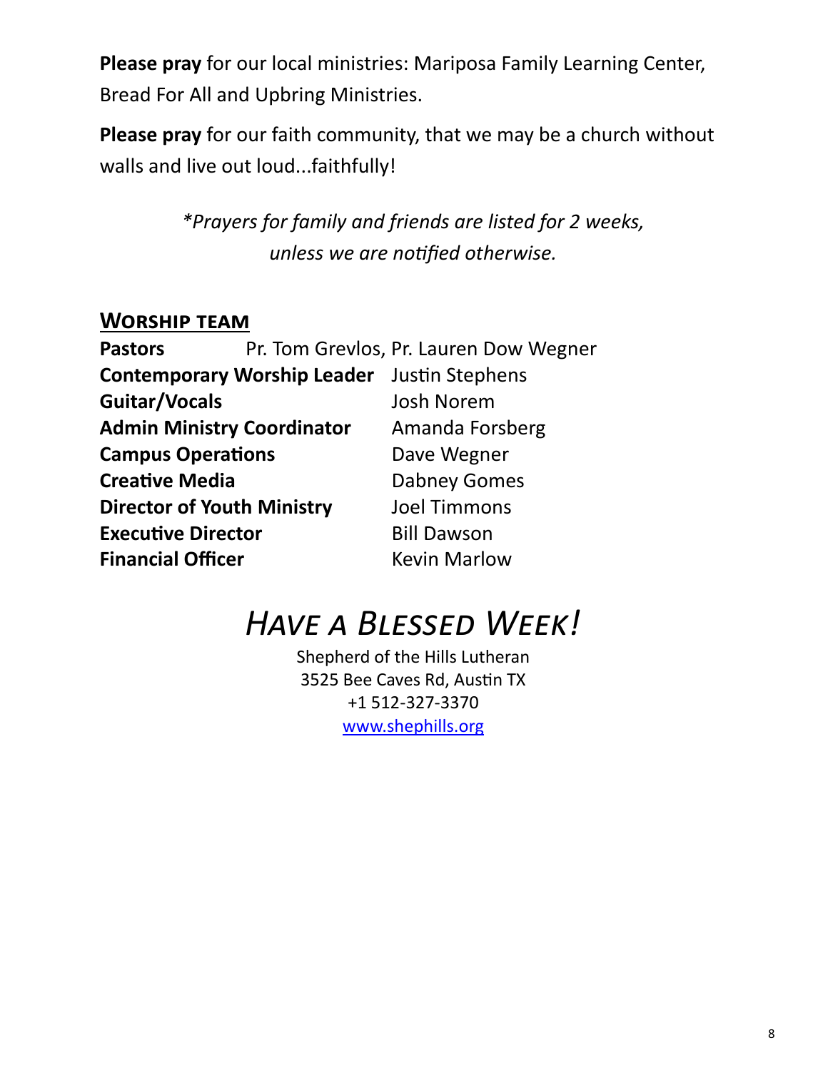**Please pray** for our local ministries: Mariposa Family Learning Center, Bread For All and Upbring Ministries.

**Please pray** for our faith community, that we may be a church without walls and live out loud...faithfully!

*\*Prayers for family and friends are listed for 2 weeks, unless we are notified otherwise.*

## Worship team

| | |
|---|---|
| **Pastors** | Pr. Tom Grevlos, Pr. Lauren Dow Wegner |
| **Contemporary Worship Leader** | Justin Stephens |
| **Guitar/Vocals** | Josh Norem |
| **Admin Ministry Coordinator** | Amanda Forsberg |
| **Campus Operations** | Dave Wegner |
| **Creative Media** | Dabney Gomes |
| **Director of Youth Ministry** | Joel Timmons |
| **Executive Director** | Bill Dawson |
| **Financial Officer** | Kevin Marlow |

# *Have a Blessed Week!*

Shepherd of the Hills Lutheran
3525 Bee Caves Rd, Austin TX
+1 512-327-3370
www.shephills.org